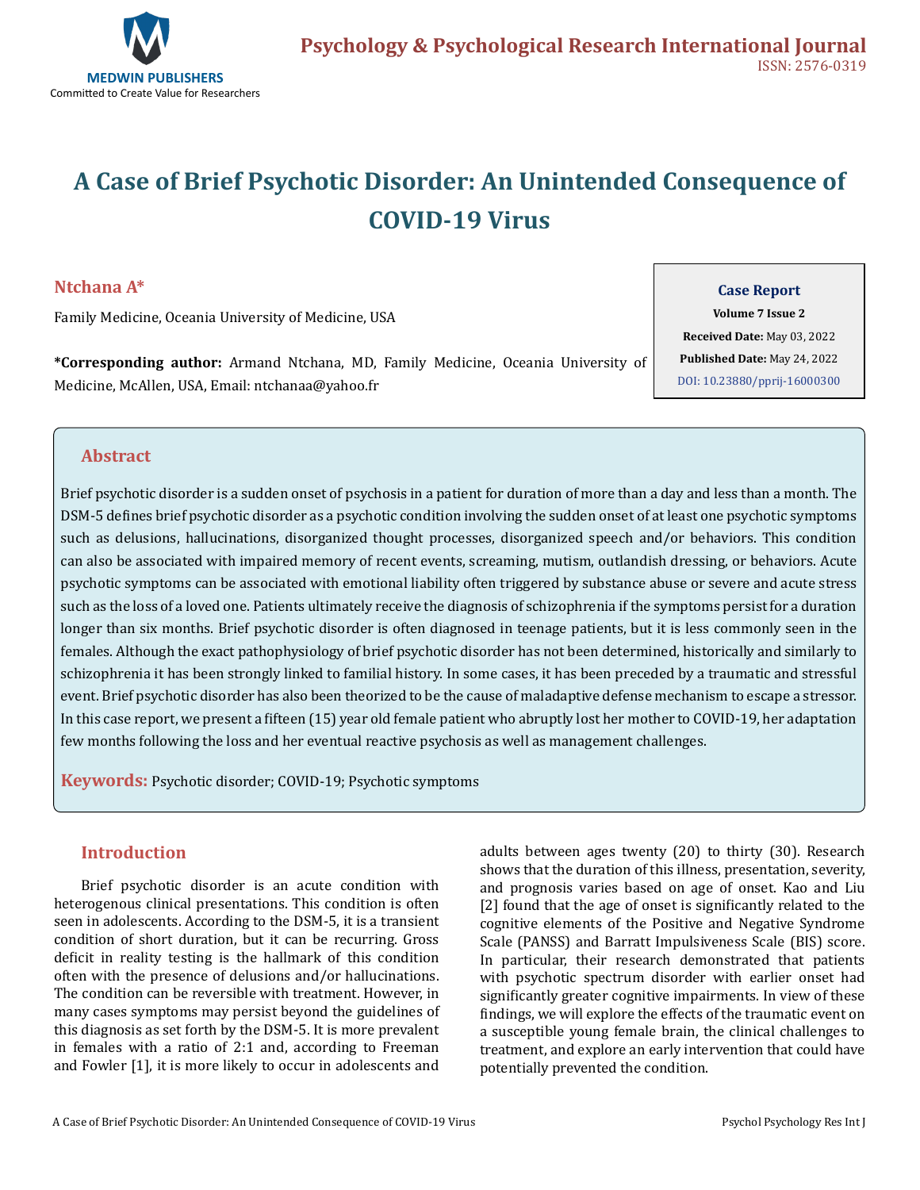# A Case of Brief Psychotic Disorder: An Unintended Consequence of COVID-19 Virus

**Ntchana A***

Family Medicine, Oceania University of Medicine, USA

***Corresponding author:** Armand Ntchana, MD, Family Medicine, Oceania University of Medicine, McAllen, USA, Email: ntchanaa@yahoo.fr

**Case Report**
**Volume 7 Issue 2**
**Received Date:** May 03, 2022
**Published Date:** May 24, 2022
DOI: 10.23880/pprij-16000300

## Abstract

Brief psychotic disorder is a sudden onset of psychosis in a patient for duration of more than a day and less than a month. The DSM-5 defines brief psychotic disorder as a psychotic condition involving the sudden onset of at least one psychotic symptoms such as delusions, hallucinations, disorganized thought processes, disorganized speech and/or behaviors. This condition can also be associated with impaired memory of recent events, screaming, mutism, outlandish dressing, or behaviors. Acute psychotic symptoms can be associated with emotional liability often triggered by substance abuse or severe and acute stress such as the loss of a loved one. Patients ultimately receive the diagnosis of schizophrenia if the symptoms persist for a duration longer than six months. Brief psychotic disorder is often diagnosed in teenage patients, but it is less commonly seen in the females. Although the exact pathophysiology of brief psychotic disorder has not been determined, historically and similarly to schizophrenia it has been strongly linked to familial history. In some cases, it has been preceded by a traumatic and stressful event. Brief psychotic disorder has also been theorized to be the cause of maladaptive defense mechanism to escape a stressor. In this case report, we present a fifteen (15) year old female patient who abruptly lost her mother to COVID-19, her adaptation few months following the loss and her eventual reactive psychosis as well as management challenges.

**Keywords:** Psychotic disorder; COVID-19; Psychotic symptoms

## Introduction

Brief psychotic disorder is an acute condition with heterogenous clinical presentations. This condition is often seen in adolescents. According to the DSM-5, it is a transient condition of short duration, but it can be recurring. Gross deficit in reality testing is the hallmark of this condition often with the presence of delusions and/or hallucinations. The condition can be reversible with treatment. However, in many cases symptoms may persist beyond the guidelines of this diagnosis as set forth by the DSM-5. It is more prevalent in females with a ratio of 2:1 and, according to Freeman and Fowler [1], it is more likely to occur in adolescents and adults between ages twenty (20) to thirty (30). Research shows that the duration of this illness, presentation, severity, and prognosis varies based on age of onset. Kao and Liu [2] found that the age of onset is significantly related to the cognitive elements of the Positive and Negative Syndrome Scale (PANSS) and Barratt Impulsiveness Scale (BIS) score. In particular, their research demonstrated that patients with psychotic spectrum disorder with earlier onset had significantly greater cognitive impairments. In view of these findings, we will explore the effects of the traumatic event on a susceptible young female brain, the clinical challenges to treatment, and explore an early intervention that could have potentially prevented the condition.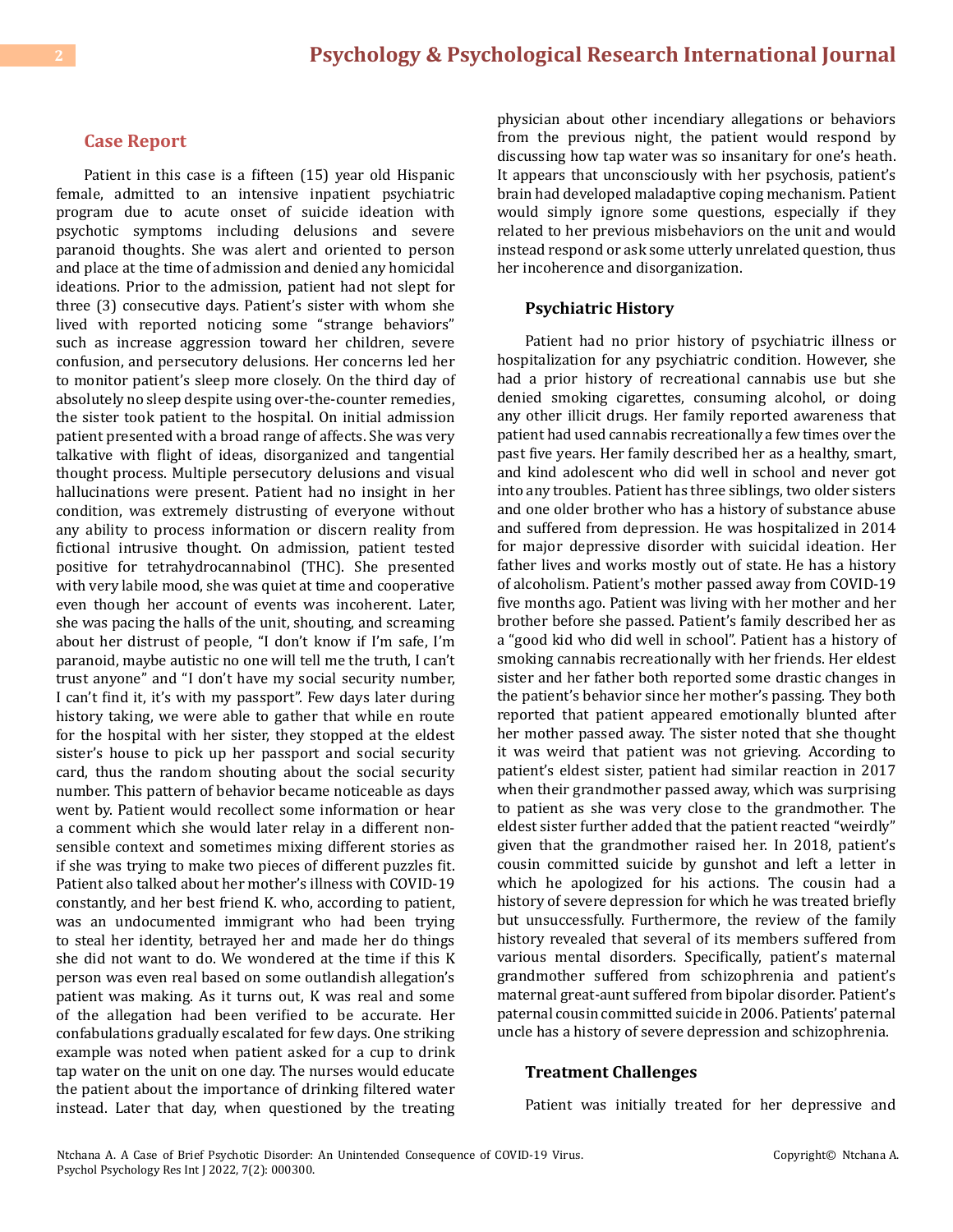## Case Report

Patient in this case is a fifteen (15) year old Hispanic female, admitted to an intensive inpatient psychiatric program due to acute onset of suicide ideation with psychotic symptoms including delusions and severe paranoid thoughts. She was alert and oriented to person and place at the time of admission and denied any homicidal ideations. Prior to the admission, patient had not slept for three (3) consecutive days. Patient's sister with whom she lived with reported noticing some "strange behaviors" such as increase aggression toward her children, severe confusion, and persecutory delusions. Her concerns led her to monitor patient's sleep more closely. On the third day of absolutely no sleep despite using over-the-counter remedies, the sister took patient to the hospital. On initial admission patient presented with a broad range of affects. She was very talkative with flight of ideas, disorganized and tangential thought process. Multiple persecutory delusions and visual hallucinations were present. Patient had no insight in her condition, was extremely distrusting of everyone without any ability to process information or discern reality from fictional intrusive thought. On admission, patient tested positive for tetrahydrocannabinol (THC). She presented with very labile mood, she was quiet at time and cooperative even though her account of events was incoherent. Later, she was pacing the halls of the unit, shouting, and screaming about her distrust of people, "I don't know if I'm safe, I'm paranoid, maybe autistic no one will tell me the truth, I can't trust anyone" and "I don't have my social security number, I can't find it, it's with my passport". Few days later during history taking, we were able to gather that while en route for the hospital with her sister, they stopped at the eldest sister's house to pick up her passport and social security card, thus the random shouting about the social security number. This pattern of behavior became noticeable as days went by. Patient would recollect some information or hear a comment which she would later relay in a different non-sensible context and sometimes mixing different stories as if she was trying to make two pieces of different puzzles fit. Patient also talked about her mother's illness with COVID-19 constantly, and her best friend K. who, according to patient, was an undocumented immigrant who had been trying to steal her identity, betrayed her and made her do things she did not want to do. We wondered at the time if this K person was even real based on some outlandish allegation's patient was making. As it turns out, K was real and some of the allegation had been verified to be accurate. Her confabulations gradually escalated for few days. One striking example was noted when patient asked for a cup to drink tap water on the unit on one day. The nurses would educate the patient about the importance of drinking filtered water instead. Later that day, when questioned by the treating physician about other incendiary allegations or behaviors from the previous night, the patient would respond by discussing how tap water was so insanitary for one's heath. It appears that unconsciously with her psychosis, patient's brain had developed maladaptive coping mechanism. Patient would simply ignore some questions, especially if they related to her previous misbehaviors on the unit and would instead respond or ask some utterly unrelated question, thus her incoherence and disorganization.

### Psychiatric History

Patient had no prior history of psychiatric illness or hospitalization for any psychiatric condition. However, she had a prior history of recreational cannabis use but she denied smoking cigarettes, consuming alcohol, or doing any other illicit drugs. Her family reported awareness that patient had used cannabis recreationally a few times over the past five years. Her family described her as a healthy, smart, and kind adolescent who did well in school and never got into any troubles. Patient has three siblings, two older sisters and one older brother who has a history of substance abuse and suffered from depression. He was hospitalized in 2014 for major depressive disorder with suicidal ideation. Her father lives and works mostly out of state. He has a history of alcoholism. Patient's mother passed away from COVID-19 five months ago. Patient was living with her mother and her brother before she passed. Patient's family described her as a "good kid who did well in school". Patient has a history of smoking cannabis recreationally with her friends. Her eldest sister and her father both reported some drastic changes in the patient's behavior since her mother's passing. They both reported that patient appeared emotionally blunted after her mother passed away. The sister noted that she thought it was weird that patient was not grieving. According to patient's eldest sister, patient had similar reaction in 2017 when their grandmother passed away, which was surprising to patient as she was very close to the grandmother. The eldest sister further added that the patient reacted "weirdly" given that the grandmother raised her. In 2018, patient's cousin committed suicide by gunshot and left a letter in which he apologized for his actions. The cousin had a history of severe depression for which he was treated briefly but unsuccessfully. Furthermore, the review of the family history revealed that several of its members suffered from various mental disorders. Specifically, patient's maternal grandmother suffered from schizophrenia and patient's maternal great-aunt suffered from bipolar disorder. Patient's paternal cousin committed suicide in 2006. Patients' paternal uncle has a history of severe depression and schizophrenia.

### Treatment Challenges

Patient was initially treated for her depressive and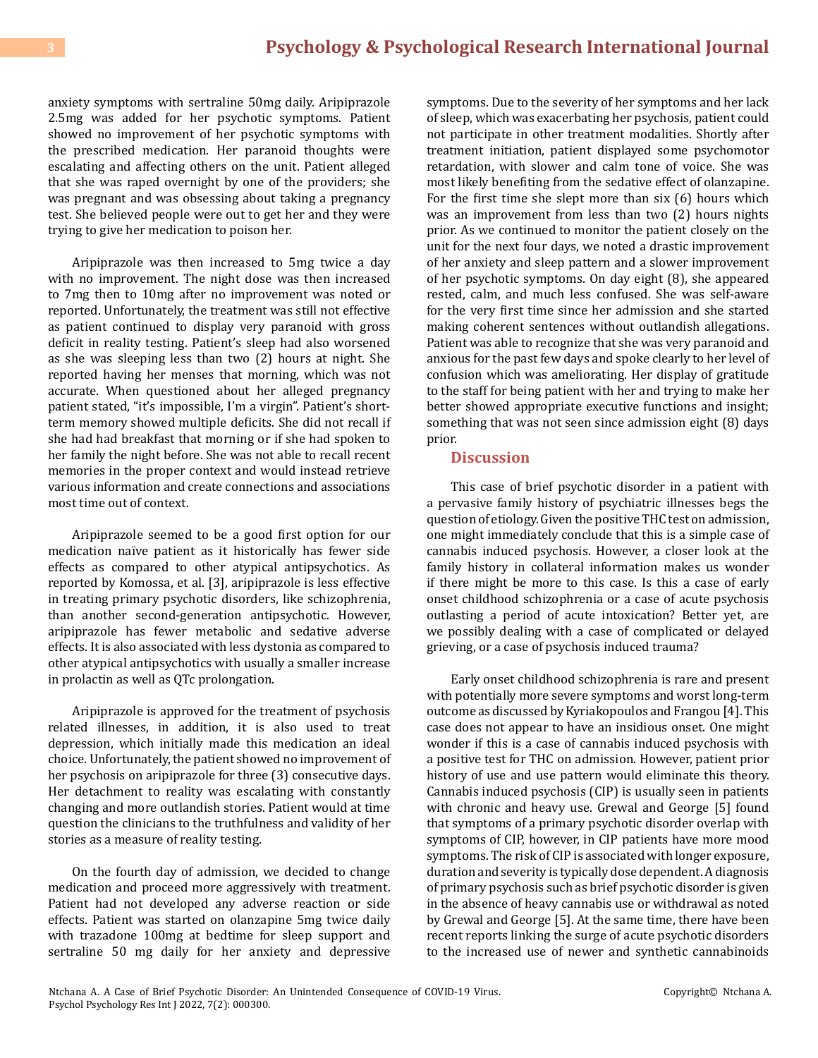anxiety symptoms with sertraline 50mg daily. Aripiprazole 2.5mg was added for her psychotic symptoms. Patient showed no improvement of her psychotic symptoms with the prescribed medication. Her paranoid thoughts were escalating and affecting others on the unit. Patient alleged that she was raped overnight by one of the providers; she was pregnant and was obsessing about taking a pregnancy test. She believed people were out to get her and they were trying to give her medication to poison her.

Aripiprazole was then increased to 5mg twice a day with no improvement. The night dose was then increased to 7mg then to 10mg after no improvement was noted or reported. Unfortunately, the treatment was still not effective as patient continued to display very paranoid with gross deficit in reality testing. Patient's sleep had also worsened as she was sleeping less than two (2) hours at night. She reported having her menses that morning, which was not accurate. When questioned about her alleged pregnancy patient stated, "it's impossible, I'm a virgin". Patient's short-term memory showed multiple deficits. She did not recall if she had had breakfast that morning or if she had spoken to her family the night before. She was not able to recall recent memories in the proper context and would instead retrieve various information and create connections and associations most time out of context.

Aripiprazole seemed to be a good first option for our medication naïve patient as it historically has fewer side effects as compared to other atypical antipsychotics. As reported by Komossa, et al. [3], aripiprazole is less effective in treating primary psychotic disorders, like schizophrenia, than another second-generation antipsychotic. However, aripiprazole has fewer metabolic and sedative adverse effects. It is also associated with less dystonia as compared to other atypical antipsychotics with usually a smaller increase in prolactin as well as QTc prolongation.

Aripiprazole is approved for the treatment of psychosis related illnesses, in addition, it is also used to treat depression, which initially made this medication an ideal choice. Unfortunately, the patient showed no improvement of her psychosis on aripiprazole for three (3) consecutive days. Her detachment to reality was escalating with constantly changing and more outlandish stories. Patient would at time question the clinicians to the truthfulness and validity of her stories as a measure of reality testing.

On the fourth day of admission, we decided to change medication and proceed more aggressively with treatment. Patient had not developed any adverse reaction or side effects. Patient was started on olanzapine 5mg twice daily with trazadone 100mg at bedtime for sleep support and sertraline 50 mg daily for her anxiety and depressive symptoms. Due to the severity of her symptoms and her lack of sleep, which was exacerbating her psychosis, patient could not participate in other treatment modalities. Shortly after treatment initiation, patient displayed some psychomotor retardation, with slower and calm tone of voice. She was most likely benefiting from the sedative effect of olanzapine. For the first time she slept more than six (6) hours which was an improvement from less than two (2) hours nights prior. As we continued to monitor the patient closely on the unit for the next four days, we noted a drastic improvement of her anxiety and sleep pattern and a slower improvement of her psychotic symptoms. On day eight (8), she appeared rested, calm, and much less confused. She was self-aware for the very first time since her admission and she started making coherent sentences without outlandish allegations. Patient was able to recognize that she was very paranoid and anxious for the past few days and spoke clearly to her level of confusion which was ameliorating. Her display of gratitude to the staff for being patient with her and trying to make her better showed appropriate executive functions and insight; something that was not seen since admission eight (8) days prior.

## Discussion

This case of brief psychotic disorder in a patient with a pervasive family history of psychiatric illnesses begs the question of etiology. Given the positive THC test on admission, one might immediately conclude that this is a simple case of cannabis induced psychosis. However, a closer look at the family history in collateral information makes us wonder if there might be more to this case. Is this a case of early onset childhood schizophrenia or a case of acute psychosis outlasting a period of acute intoxication? Better yet, are we possibly dealing with a case of complicated or delayed grieving, or a case of psychosis induced trauma?

Early onset childhood schizophrenia is rare and present with potentially more severe symptoms and worst long-term outcome as discussed by Kyriakopoulos and Frangou [4]. This case does not appear to have an insidious onset. One might wonder if this is a case of cannabis induced psychosis with a positive test for THC on admission. However, patient prior history of use and use pattern would eliminate this theory. Cannabis induced psychosis (CIP) is usually seen in patients with chronic and heavy use. Grewal and George [5] found that symptoms of a primary psychotic disorder overlap with symptoms of CIP, however, in CIP patients have more mood symptoms. The risk of CIP is associated with longer exposure, duration and severity is typically dose dependent. A diagnosis of primary psychosis such as brief psychotic disorder is given in the absence of heavy cannabis use or withdrawal as noted by Grewal and George [5]. At the same time, there have been recent reports linking the surge of acute psychotic disorders to the increased use of newer and synthetic cannabinoids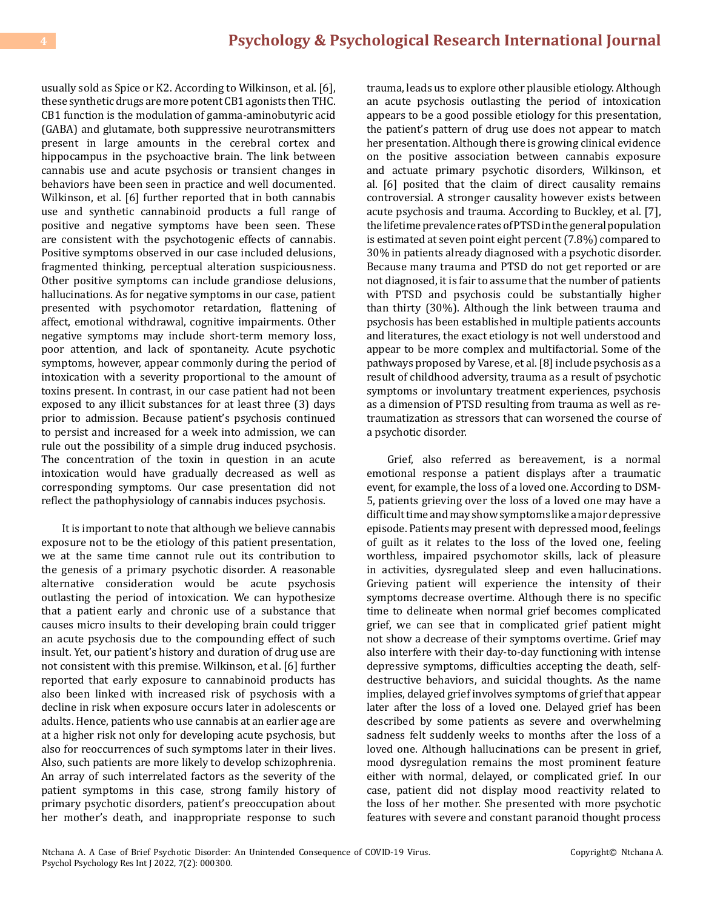usually sold as Spice or K2. According to Wilkinson, et al. [6], these synthetic drugs are more potent CB1 agonists then THC. CB1 function is the modulation of gamma-aminobutyric acid (GABA) and glutamate, both suppressive neurotransmitters present in large amounts in the cerebral cortex and hippocampus in the psychoactive brain. The link between cannabis use and acute psychosis or transient changes in behaviors have been seen in practice and well documented. Wilkinson, et al. [6] further reported that in both cannabis use and synthetic cannabinoid products a full range of positive and negative symptoms have been seen. These are consistent with the psychotogenic effects of cannabis. Positive symptoms observed in our case included delusions, fragmented thinking, perceptual alteration suspiciousness. Other positive symptoms can include grandiose delusions, hallucinations. As for negative symptoms in our case, patient presented with psychomotor retardation, flattening of affect, emotional withdrawal, cognitive impairments. Other negative symptoms may include short-term memory loss, poor attention, and lack of spontaneity. Acute psychotic symptoms, however, appear commonly during the period of intoxication with a severity proportional to the amount of toxins present. In contrast, in our case patient had not been exposed to any illicit substances for at least three (3) days prior to admission. Because patient's psychosis continued to persist and increased for a week into admission, we can rule out the possibility of a simple drug induced psychosis. The concentration of the toxin in question in an acute intoxication would have gradually decreased as well as corresponding symptoms. Our case presentation did not reflect the pathophysiology of cannabis induces psychosis.

It is important to note that although we believe cannabis exposure not to be the etiology of this patient presentation, we at the same time cannot rule out its contribution to the genesis of a primary psychotic disorder. A reasonable alternative consideration would be acute psychosis outlasting the period of intoxication. We can hypothesize that a patient early and chronic use of a substance that causes micro insults to their developing brain could trigger an acute psychosis due to the compounding effect of such insult. Yet, our patient's history and duration of drug use are not consistent with this premise. Wilkinson, et al. [6] further reported that early exposure to cannabinoid products has also been linked with increased risk of psychosis with a decline in risk when exposure occurs later in adolescents or adults. Hence, patients who use cannabis at an earlier age are at a higher risk not only for developing acute psychosis, but also for reoccurrences of such symptoms later in their lives. Also, such patients are more likely to develop schizophrenia. An array of such interrelated factors as the severity of the patient symptoms in this case, strong family history of primary psychotic disorders, patient's preoccupation about her mother's death, and inappropriate response to such trauma, leads us to explore other plausible etiology. Although an acute psychosis outlasting the period of intoxication appears to be a good possible etiology for this presentation, the patient's pattern of drug use does not appear to match her presentation. Although there is growing clinical evidence on the positive association between cannabis exposure and actuate primary psychotic disorders, Wilkinson, et al. [6] posited that the claim of direct causality remains controversial. A stronger causality however exists between acute psychosis and trauma. According to Buckley, et al. [7], the lifetime prevalence rates of PTSD in the general population is estimated at seven point eight percent (7.8%) compared to 30% in patients already diagnosed with a psychotic disorder. Because many trauma and PTSD do not get reported or are not diagnosed, it is fair to assume that the number of patients with PTSD and psychosis could be substantially higher than thirty (30%). Although the link between trauma and psychosis has been established in multiple patients accounts and literatures, the exact etiology is not well understood and appear to be more complex and multifactorial. Some of the pathways proposed by Varese, et al. [8] include psychosis as a result of childhood adversity, trauma as a result of psychotic symptoms or involuntary treatment experiences, psychosis as a dimension of PTSD resulting from trauma as well as re-traumatization as stressors that can worsened the course of a psychotic disorder.

Grief, also referred as bereavement, is a normal emotional response a patient displays after a traumatic event, for example, the loss of a loved one. According to DSM-5, patients grieving over the loss of a loved one may have a difficult time and may show symptoms like a major depressive episode. Patients may present with depressed mood, feelings of guilt as it relates to the loss of the loved one, feeling worthless, impaired psychomotor skills, lack of pleasure in activities, dysregulated sleep and even hallucinations. Grieving patient will experience the intensity of their symptoms decrease overtime. Although there is no specific time to delineate when normal grief becomes complicated grief, we can see that in complicated grief patient might not show a decrease of their symptoms overtime. Grief may also interfere with their day-to-day functioning with intense depressive symptoms, difficulties accepting the death, self-destructive behaviors, and suicidal thoughts. As the name implies, delayed grief involves symptoms of grief that appear later after the loss of a loved one. Delayed grief has been described by some patients as severe and overwhelming sadness felt suddenly weeks to months after the loss of a loved one. Although hallucinations can be present in grief, mood dysregulation remains the most prominent feature either with normal, delayed, or complicated grief. In our case, patient did not display mood reactivity related to the loss of her mother. She presented with more psychotic features with severe and constant paranoid thought process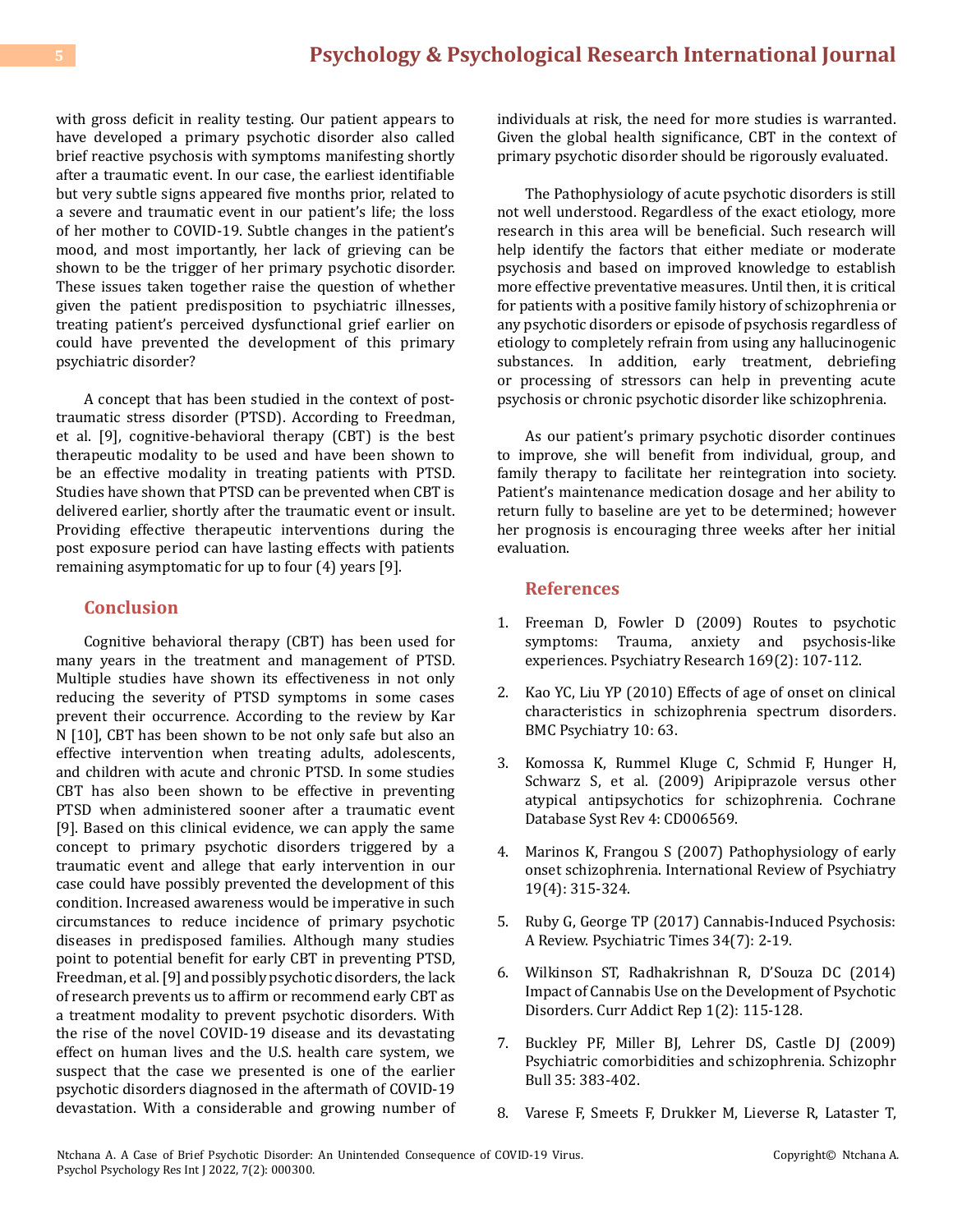with gross deficit in reality testing. Our patient appears to have developed a primary psychotic disorder also called brief reactive psychosis with symptoms manifesting shortly after a traumatic event. In our case, the earliest identifiable but very subtle signs appeared five months prior, related to a severe and traumatic event in our patient's life; the loss of her mother to COVID-19. Subtle changes in the patient's mood, and most importantly, her lack of grieving can be shown to be the trigger of her primary psychotic disorder. These issues taken together raise the question of whether given the patient predisposition to psychiatric illnesses, treating patient's perceived dysfunctional grief earlier on could have prevented the development of this primary psychiatric disorder?

A concept that has been studied in the context of post-traumatic stress disorder (PTSD). According to Freedman, et al. [9], cognitive-behavioral therapy (CBT) is the best therapeutic modality to be used and have been shown to be an effective modality in treating patients with PTSD. Studies have shown that PTSD can be prevented when CBT is delivered earlier, shortly after the traumatic event or insult. Providing effective therapeutic interventions during the post exposure period can have lasting effects with patients remaining asymptomatic for up to four (4) years [9].

## Conclusion

Cognitive behavioral therapy (CBT) has been used for many years in the treatment and management of PTSD. Multiple studies have shown its effectiveness in not only reducing the severity of PTSD symptoms in some cases prevent their occurrence. According to the review by Kar N [10], CBT has been shown to be not only safe but also an effective intervention when treating adults, adolescents, and children with acute and chronic PTSD. In some studies CBT has also been shown to be effective in preventing PTSD when administered sooner after a traumatic event [9]. Based on this clinical evidence, we can apply the same concept to primary psychotic disorders triggered by a traumatic event and allege that early intervention in our case could have possibly prevented the development of this condition. Increased awareness would be imperative in such circumstances to reduce incidence of primary psychotic diseases in predisposed families. Although many studies point to potential benefit for early CBT in preventing PTSD, Freedman, et al. [9] and possibly psychotic disorders, the lack of research prevents us to affirm or recommend early CBT as a treatment modality to prevent psychotic disorders. With the rise of the novel COVID-19 disease and its devastating effect on human lives and the U.S. health care system, we suspect that the case we presented is one of the earlier psychotic disorders diagnosed in the aftermath of COVID-19 devastation. With a considerable and growing number of individuals at risk, the need for more studies is warranted. Given the global health significance, CBT in the context of primary psychotic disorder should be rigorously evaluated.

The Pathophysiology of acute psychotic disorders is still not well understood. Regardless of the exact etiology, more research in this area will be beneficial. Such research will help identify the factors that either mediate or moderate psychosis and based on improved knowledge to establish more effective preventative measures. Until then, it is critical for patients with a positive family history of schizophrenia or any psychotic disorders or episode of psychosis regardless of etiology to completely refrain from using any hallucinogenic substances. In addition, early treatment, debriefing or processing of stressors can help in preventing acute psychosis or chronic psychotic disorder like schizophrenia.

As our patient's primary psychotic disorder continues to improve, she will benefit from individual, group, and family therapy to facilitate her reintegration into society. Patient's maintenance medication dosage and her ability to return fully to baseline are yet to be determined; however her prognosis is encouraging three weeks after her initial evaluation.

## References

1. Freeman D, Fowler D (2009) Routes to psychotic symptoms: Trauma, anxiety and psychosis-like experiences. Psychiatry Research 169(2): 107-112.
2. Kao YC, Liu YP (2010) Effects of age of onset on clinical characteristics in schizophrenia spectrum disorders. BMC Psychiatry 10: 63.
3. Komossa K, Rummel Kluge C, Schmid F, Hunger H, Schwarz S, et al. (2009) Aripiprazole versus other atypical antipsychotics for schizophrenia. Cochrane Database Syst Rev 4: CD006569.
4. Marinos K, Frangou S (2007) Pathophysiology of early onset schizophrenia. International Review of Psychiatry 19(4): 315-324.
5. Ruby G, George TP (2017) Cannabis-Induced Psychosis: A Review. Psychiatric Times 34(7): 2-19.
6. Wilkinson ST, Radhakrishnan R, D'Souza DC (2014) Impact of Cannabis Use on the Development of Psychotic Disorders. Curr Addict Rep 1(2): 115-128.
7. Buckley PF, Miller BJ, Lehrer DS, Castle DJ (2009) Psychiatric comorbidities and schizophrenia. Schizophr Bull 35: 383-402.
8. Varese F, Smeets F, Drukker M, Lieverse R, Lataster T,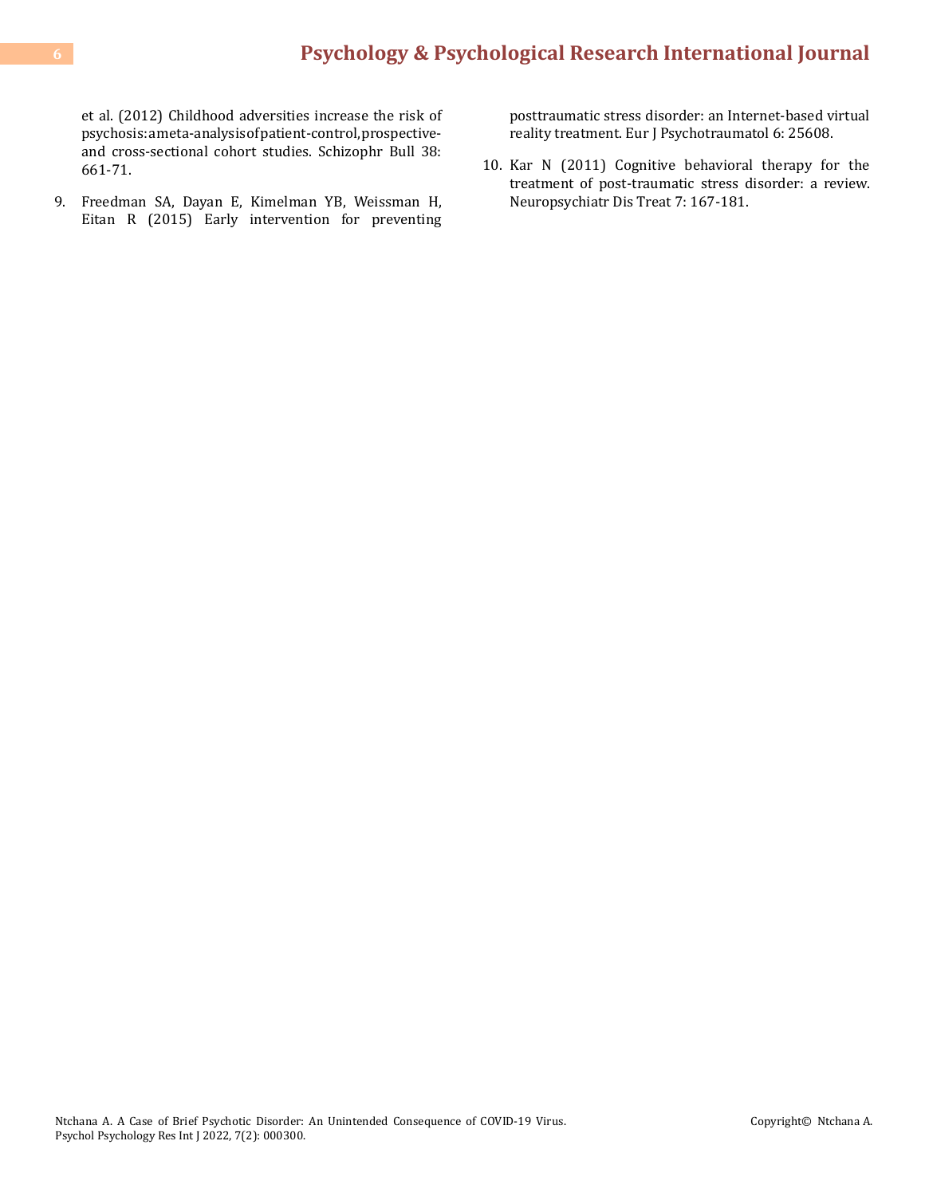et al. (2012) Childhood adversities increase the risk of psychosis: a meta-analysis of patient-control, prospective- and cross-sectional cohort studies. Schizophr Bull 38: 661-71.

9. Freedman SA, Dayan E, Kimelman YB, Weissman H, Eitan R (2015) Early intervention for preventing posttraumatic stress disorder: an Internet-based virtual reality treatment. Eur J Psychotraumatol 6: 25608.

10. Kar N (2011) Cognitive behavioral therapy for the treatment of post-traumatic stress disorder: a review. Neuropsychiatr Dis Treat 7: 167-181.